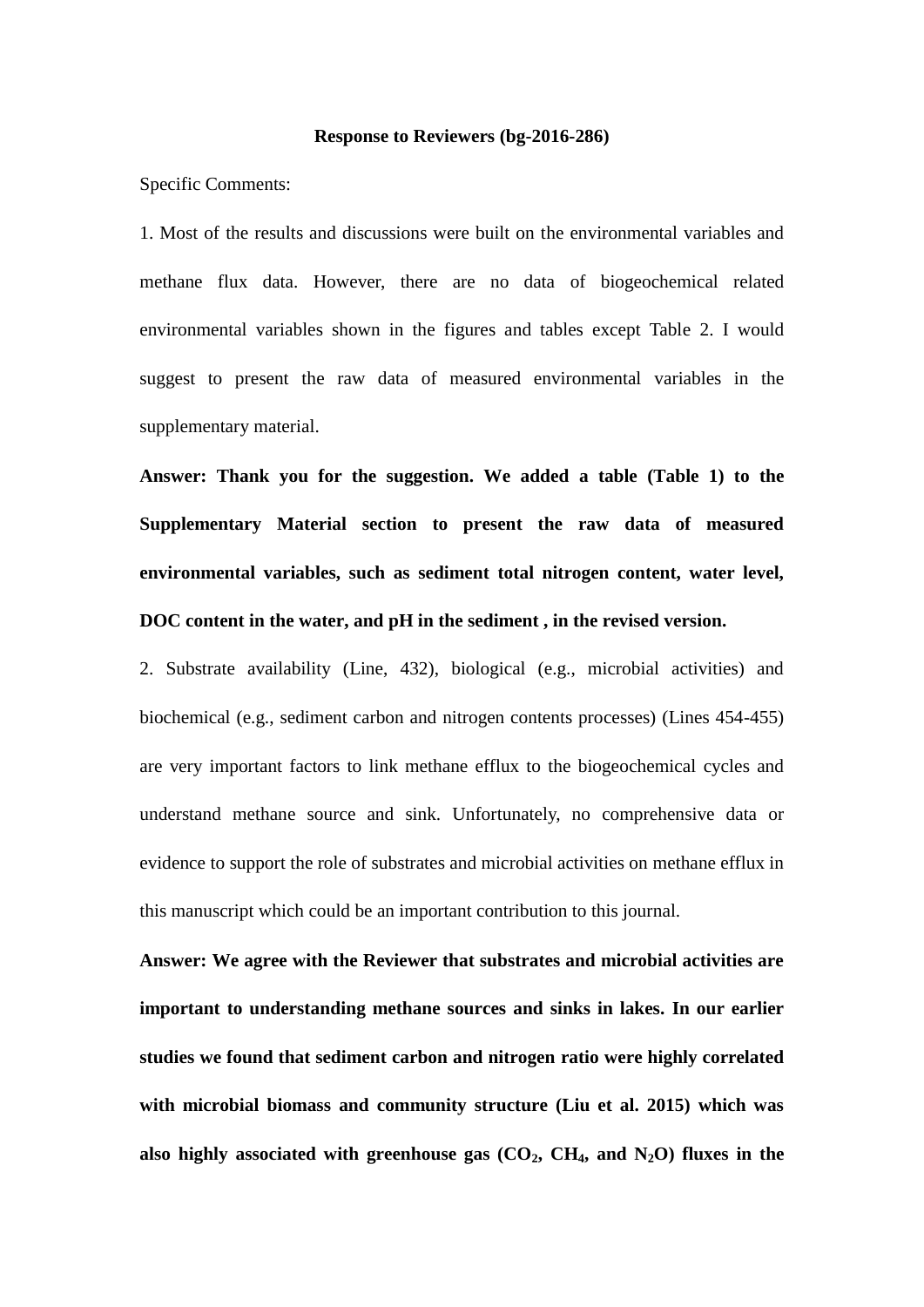**Response to Reviewers (bg-2016-286)**

Specific Comments:

1. Most of the results and discussions were built on the environmental variables and methane flux data. However, there are no data of biogeochemical related environmental variables shown in the figures and tables except Table 2. I would suggest to present the raw data of measured environmental variables in the supplementary material.

**Answer: Thank you for the suggestion. We added a table (Table 1) to the Supplementary Material section to present the raw data of measured environmental variables, such as sediment total nitrogen content, water level, DOC content in the water, and pH in the sediment , in the revised version.**

2. Substrate availability (Line, 432), biological (e.g., microbial activities) and biochemical (e.g., sediment carbon and nitrogen contents processes) (Lines 454-455) are very important factors to link methane efflux to the biogeochemical cycles and understand methane source and sink. Unfortunately, no comprehensive data or evidence to support the role of substrates and microbial activities on methane efflux in this manuscript which could be an important contribution to this journal.

**Answer: We agree with the Reviewer that substrates and microbial activities are important to understanding methane sources and sinks in lakes. In our earlier studies we found that sediment carbon and nitrogen ratio were highly correlated with microbial biomass and community structure (Liu et al. 2015) which was also highly associated with greenhouse gas ($CO_2$, $CH_4$, and $N_2O$) fluxes in the**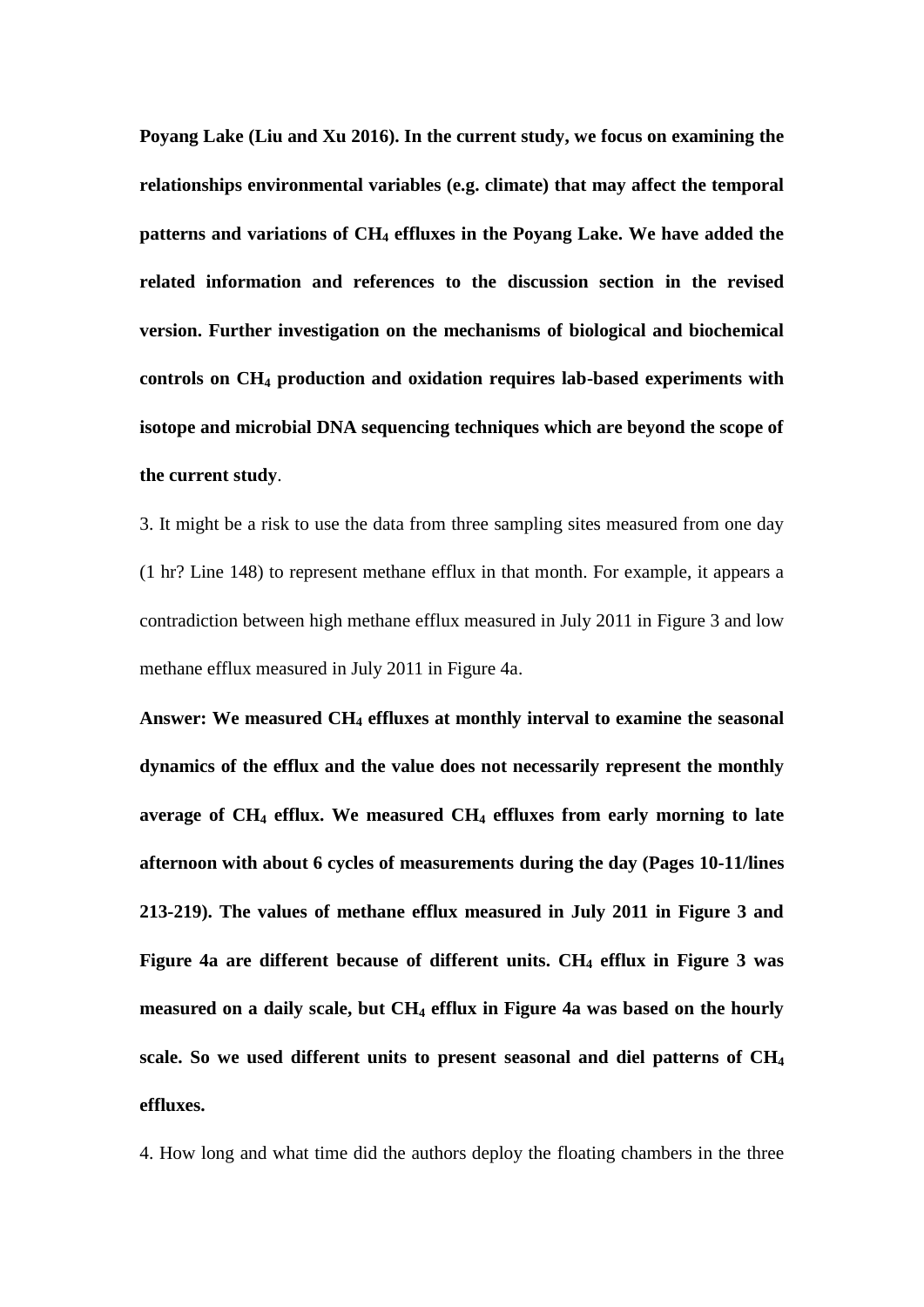**Poyang Lake (Liu and Xu 2016). In the current study, we focus on examining the relationships environmental variables (e.g. climate) that may affect the temporal patterns and variations of $CH_4$ effluxes in the Poyang Lake. We have added the related information and references to the discussion section in the revised version. Further investigation on the mechanisms of biological and biochemical controls on $CH_4$ production and oxidation requires lab-based experiments with isotope and microbial DNA sequencing techniques which are beyond the scope of the current study**.

3. It might be a risk to use the data from three sampling sites measured from one day (1 hr? Line 148) to represent methane efflux in that month. For example, it appears a contradiction between high methane efflux measured in July 2011 in Figure 3 and low methane efflux measured in July 2011 in Figure 4a.

**Answer: We measured $CH_4$ effluxes at monthly interval to examine the seasonal dynamics of the efflux and the value does not necessarily represent the monthly average of $CH_4$ efflux. We measured $CH_4$ effluxes from early morning to late afternoon with about 6 cycles of measurements during the day (Pages 10-11/lines 213-219). The values of methane efflux measured in July 2011 in Figure 3 and Figure 4a are different because of different units. $CH_4$ efflux in Figure 3 was measured on a daily scale, but $CH_4$ efflux in Figure 4a was based on the hourly scale. So we used different units to present seasonal and diel patterns of $CH_4$ effluxes.**

4. How long and what time did the authors deploy the floating chambers in the three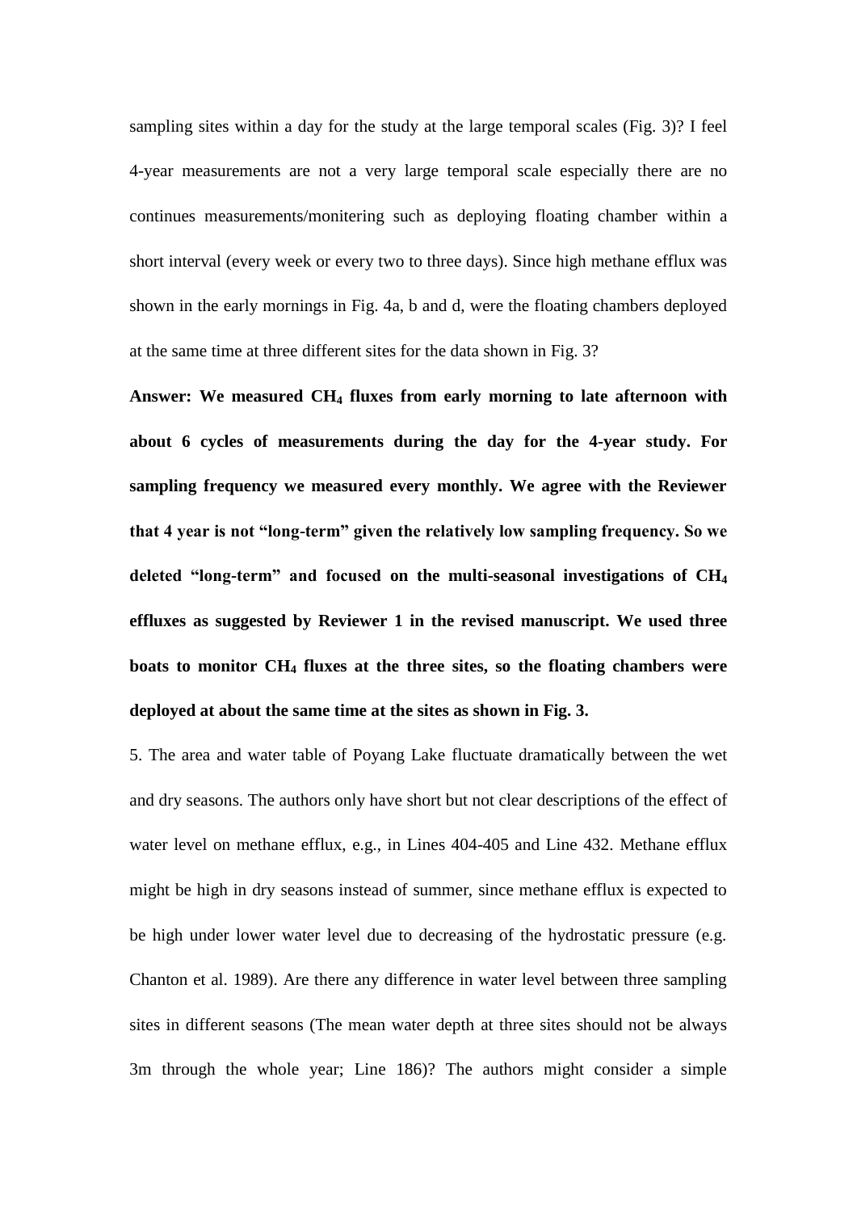sampling sites within a day for the study at the large temporal scales (Fig. 3)? I feel 4-year measurements are not a very large temporal scale especially there are no continues measurements/monitering such as deploying floating chamber within a short interval (every week or every two to three days). Since high methane efflux was shown in the early mornings in Fig. 4a, b and d, were the floating chambers deployed at the same time at three different sites for the data shown in Fig. 3?

**Answer: We measured $CH_4$ fluxes from early morning to late afternoon with about 6 cycles of measurements during the day for the 4-year study. For sampling frequency we measured every monthly. We agree with the Reviewer that 4 year is not "long-term" given the relatively low sampling frequency. So we deleted "long-term" and focused on the multi-seasonal investigations of $CH_4$ effluxes as suggested by Reviewer 1 in the revised manuscript. We used three boats to monitor $CH_4$ fluxes at the three sites, so the floating chambers were deployed at about the same time at the sites as shown in Fig. 3.**

5. The area and water table of Poyang Lake fluctuate dramatically between the wet and dry seasons. The authors only have short but not clear descriptions of the effect of water level on methane efflux, e.g., in Lines 404-405 and Line 432. Methane efflux might be high in dry seasons instead of summer, since methane efflux is expected to be high under lower water level due to decreasing of the hydrostatic pressure (e.g. Chanton et al. 1989). Are there any difference in water level between three sampling sites in different seasons (The mean water depth at three sites should not be always 3m through the whole year; Line 186)? The authors might consider a simple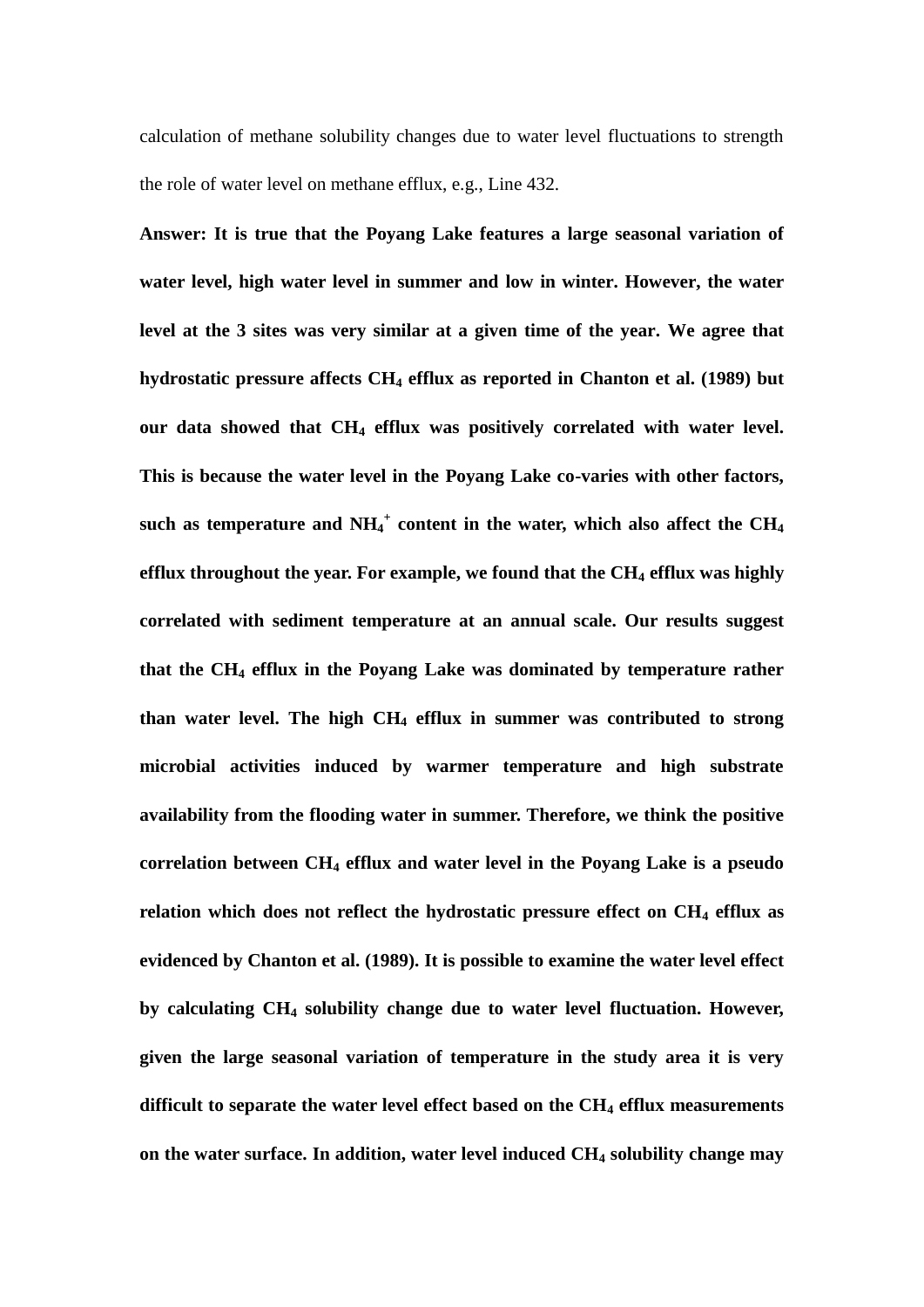calculation of methane solubility changes due to water level fluctuations to strength the role of water level on methane efflux, e.g., Line 432.

**Answer: It is true that the Poyang Lake features a large seasonal variation of water level, high water level in summer and low in winter. However, the water level at the 3 sites was very similar at a given time of the year. We agree that hydrostatic pressure affects $CH_4$ efflux as reported in Chanton et al. (1989) but our data showed that $CH_4$ efflux was positively correlated with water level. This is because the water level in the Poyang Lake co-varies with other factors, such as temperature and $NH_4^+$ content in the water, which also affect the $CH_4$ efflux throughout the year. For example, we found that the $CH_4$ efflux was highly correlated with sediment temperature at an annual scale. Our results suggest that the $CH_4$ efflux in the Poyang Lake was dominated by temperature rather than water level. The high $CH_4$ efflux in summer was contributed to strong microbial activities induced by warmer temperature and high substrate availability from the flooding water in summer. Therefore, we think the positive correlation between $CH_4$ efflux and water level in the Poyang Lake is a pseudo relation which does not reflect the hydrostatic pressure effect on $CH_4$ efflux as evidenced by Chanton et al. (1989). It is possible to examine the water level effect by calculating $CH_4$ solubility change due to water level fluctuation. However, given the large seasonal variation of temperature in the study area it is very difficult to separate the water level effect based on the $CH_4$ efflux measurements on the water surface. In addition, water level induced $CH_4$ solubility change may**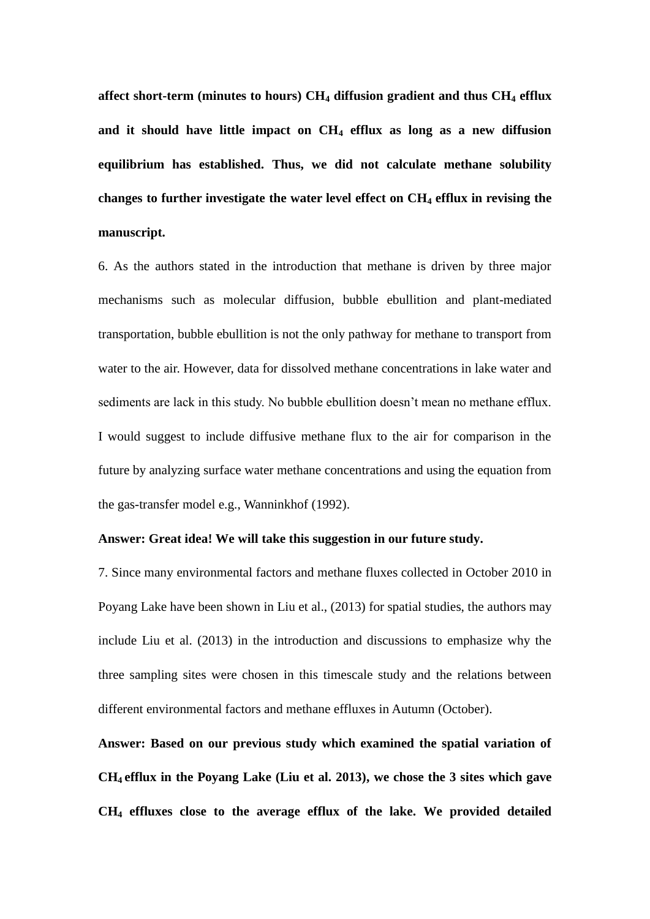**affect short-term (minutes to hours) $CH_4$ diffusion gradient and thus $CH_4$ efflux and it should have little impact on $CH_4$ efflux as long as a new diffusion equilibrium has established. Thus, we did not calculate methane solubility changes to further investigate the water level effect on $CH_4$ efflux in revising the manuscript.**

6. As the authors stated in the introduction that methane is driven by three major mechanisms such as molecular diffusion, bubble ebullition and plant-mediated transportation, bubble ebullition is not the only pathway for methane to transport from water to the air. However, data for dissolved methane concentrations in lake water and sediments are lack in this study. No bubble ebullition doesn't mean no methane efflux. I would suggest to include diffusive methane flux to the air for comparison in the future by analyzing surface water methane concentrations and using the equation from the gas-transfer model e.g., Wanninkhof (1992).

**Answer: Great idea! We will take this suggestion in our future study.**

7. Since many environmental factors and methane fluxes collected in October 2010 in Poyang Lake have been shown in Liu et al., (2013) for spatial studies, the authors may include Liu et al. (2013) in the introduction and discussions to emphasize why the three sampling sites were chosen in this timescale study and the relations between different environmental factors and methane effluxes in Autumn (October).

**Answer: Based on our previous study which examined the spatial variation of $CH_4$ efflux in the Poyang Lake (Liu et al. 2013), we chose the 3 sites which gave $CH_4$ effluxes close to the average efflux of the lake. We provided detailed**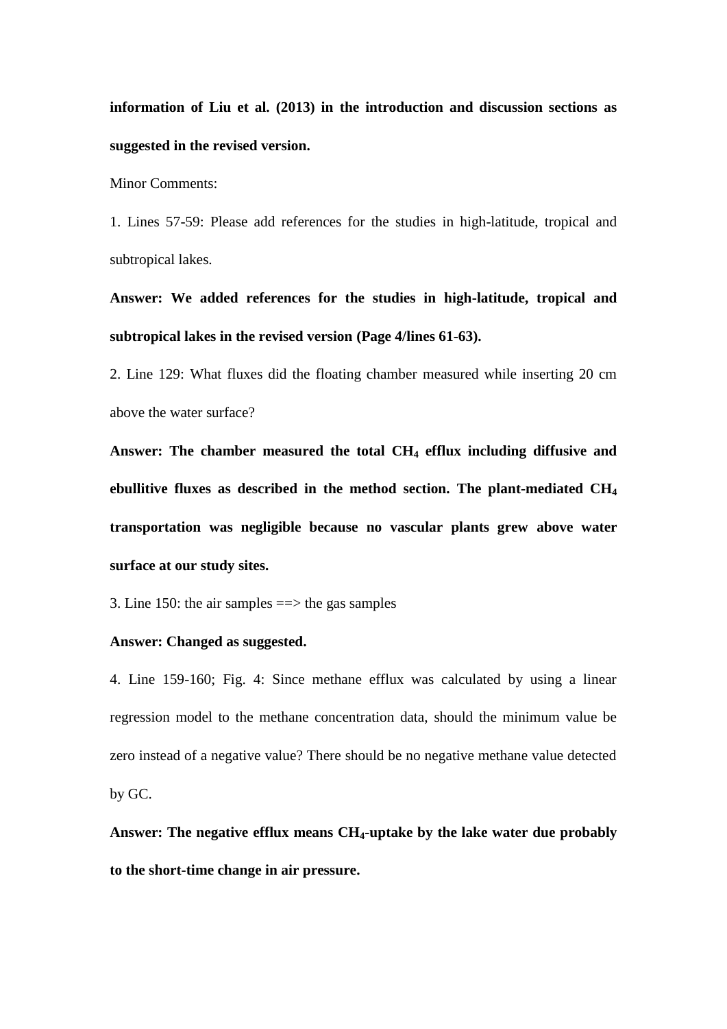**information of Liu et al. (2013) in the introduction and discussion sections as suggested in the revised version.**

Minor Comments:

1. Lines 57-59: Please add references for the studies in high-latitude, tropical and subtropical lakes.

**Answer: We added references for the studies in high-latitude, tropical and subtropical lakes in the revised version (Page 4/lines 61-63).**

2. Line 129: What fluxes did the floating chamber measured while inserting 20 cm above the water surface?

**Answer: The chamber measured the total $CH_4$ efflux including diffusive and ebullitive fluxes as described in the method section. The plant-mediated $CH_4$ transportation was negligible because no vascular plants grew above water surface at our study sites.**

3. Line 150: the air samples ==> the gas samples

**Answer: Changed as suggested.**

4. Line 159-160; Fig. 4: Since methane efflux was calculated by using a linear regression model to the methane concentration data, should the minimum value be zero instead of a negative value? There should be no negative methane value detected by GC.

**Answer: The negative efflux means $CH_4$-uptake by the lake water due probably to the short-time change in air pressure.**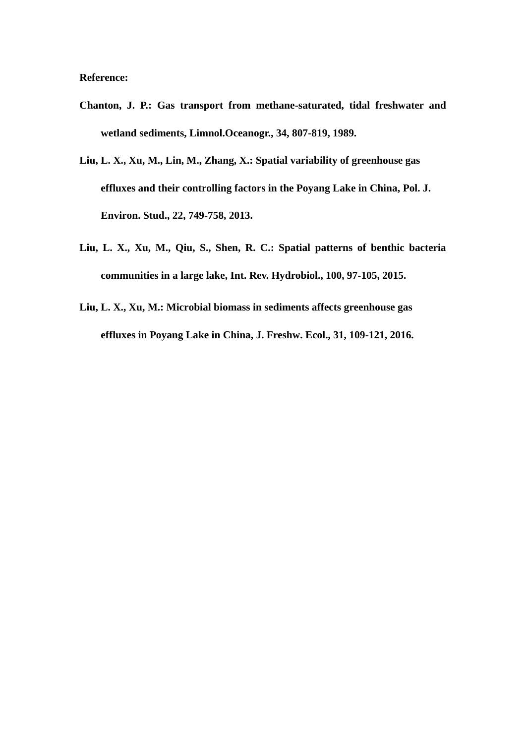**Reference:**

**Chanton, J. P.: Gas transport from methane-saturated, tidal freshwater and wetland sediments, Limnol.Oceanogr., 34, 807-819, 1989.**

**Liu, L. X., Xu, M., Lin, M., Zhang, X.: Spatial variability of greenhouse gas effluxes and their controlling factors in the Poyang Lake in China, Pol. J. Environ. Stud., 22, 749-758, 2013.**

**Liu, L. X., Xu, M., Qiu, S., Shen, R. C.: Spatial patterns of benthic bacteria communities in a large lake, Int. Rev. Hydrobiol., 100, 97-105, 2015.**

**Liu, L. X., Xu, M.: Microbial biomass in sediments affects greenhouse gas effluxes in Poyang Lake in China, J. Freshw. Ecol., 31, 109-121, 2016.**